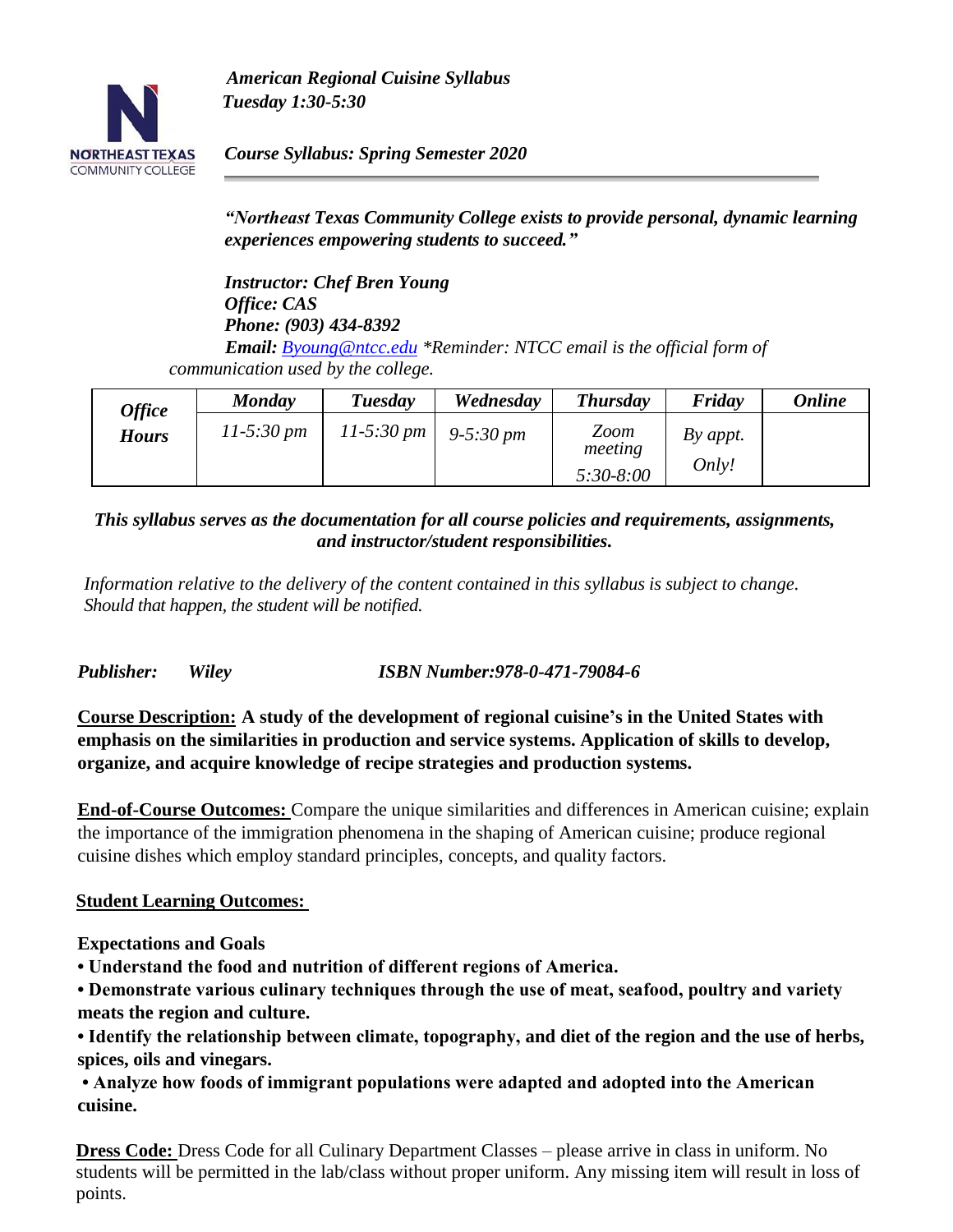***American Regional Cuisine Syllabus***
***Tuesday 1:30-5:30***

***Course Syllabus: Spring Semester 2020***

***"Northeast Texas Community College exists to provide personal, dynamic learning experiences empowering students to succeed."***

***Instructor: Chef Bren Young***
***Office: CAS***
***Phone: (903) 434-8392***
***Email:*** *Byoung@ntcc.edu \*Reminder: NTCC email is the official form of communication used by the college.*

| ***Office Hours*** | ***Monday*** | ***Tuesday*** | ***Wednesday*** | ***Thursday*** | ***Friday*** | ***Online*** |
|---|---|---|---|---|---|---|
| | *11-5:30 pm* | *11-5:30 pm* | *9-5:30 pm* | *Zoom meeting 5:30-8:00* | *By appt. Only!* | |

***This syllabus serves as the documentation for all course policies and requirements, assignments, and instructor/student responsibilities.***

*Information relative to the delivery of the content contained in this syllabus is subject to change. Should that happen, the student will be notified.*

***Publisher:*** ***Wiley*** ***ISBN Number:978-0-471-79084-6***

**Course Description: A study of the development of regional cuisine's in the United States with emphasis on the similarities in production and service systems. Application of skills to develop, organize, and acquire knowledge of recipe strategies and production systems.**

**End-of-Course Outcomes:** Compare the unique similarities and differences in American cuisine; explain the importance of the immigration phenomena in the shaping of American cuisine; produce regional cuisine dishes which employ standard principles, concepts, and quality factors.

**Student Learning Outcomes:**

**Expectations and Goals**

- **Understand the food and nutrition of different regions of America.**
- **Demonstrate various culinary techniques through the use of meat, seafood, poultry and variety meats the region and culture.**
- **Identify the relationship between climate, topography, and diet of the region and the use of herbs, spices, oils and vinegars.**
- **Analyze how foods of immigrant populations were adapted and adopted into the American cuisine.**

**Dress Code:** Dress Code for all Culinary Department Classes – please arrive in class in uniform. No students will be permitted in the lab/class without proper uniform. Any missing item will result in loss of points.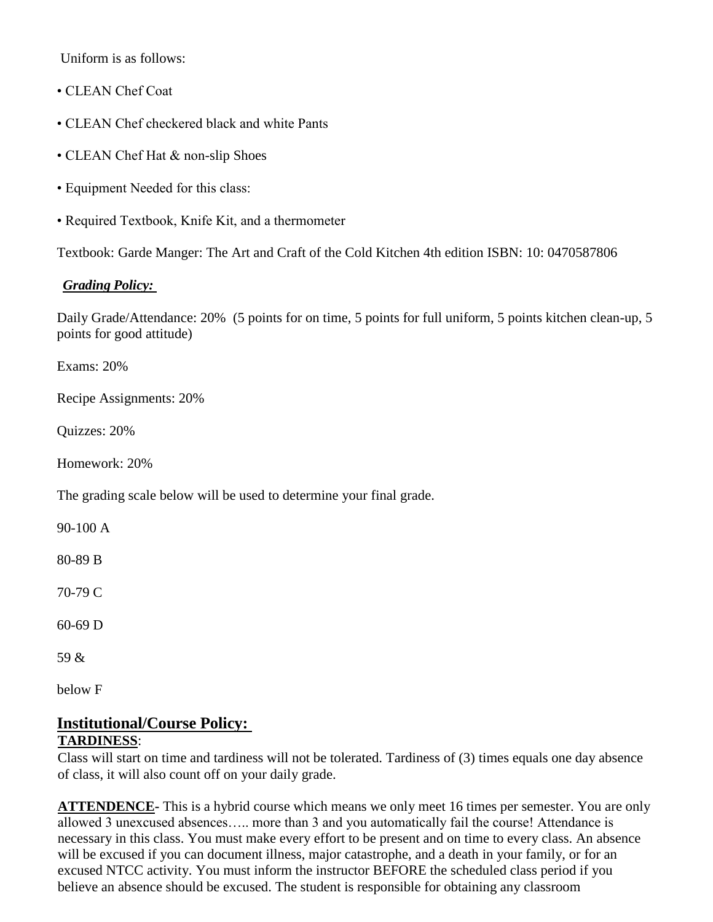Uniform is as follows:

• CLEAN Chef Coat

• CLEAN Chef checkered black and white Pants

• CLEAN Chef Hat & non-slip Shoes

• Equipment Needed for this class:

• Required Textbook, Knife Kit, and a thermometer

Textbook: Garde Manger: The Art and Craft of the Cold Kitchen 4th edition ISBN: 10: 0470587806

***Grading Policy:***

Daily Grade/Attendance: 20% (5 points for on time, 5 points for full uniform, 5 points kitchen clean-up, 5 points for good attitude)

Exams: 20%

Recipe Assignments: 20%

Quizzes: 20%

Homework: 20%

The grading scale below will be used to determine your final grade.

90-100 A

80-89 B

70-79 C

60-69 D

59 &

below F

## Institutional/Course Policy:

**TARDINESS**:

Class will start on time and tardiness will not be tolerated. Tardiness of (3) times equals one day absence of class, it will also count off on your daily grade.

**ATTENDENCE-** This is a hybrid course which means we only meet 16 times per semester. You are only allowed 3 unexcused absences….. more than 3 and you automatically fail the course! Attendance is necessary in this class. You must make every effort to be present and on time to every class. An absence will be excused if you can document illness, major catastrophe, and a death in your family, or for an excused NTCC activity. You must inform the instructor BEFORE the scheduled class period if you believe an absence should be excused. The student is responsible for obtaining any classroom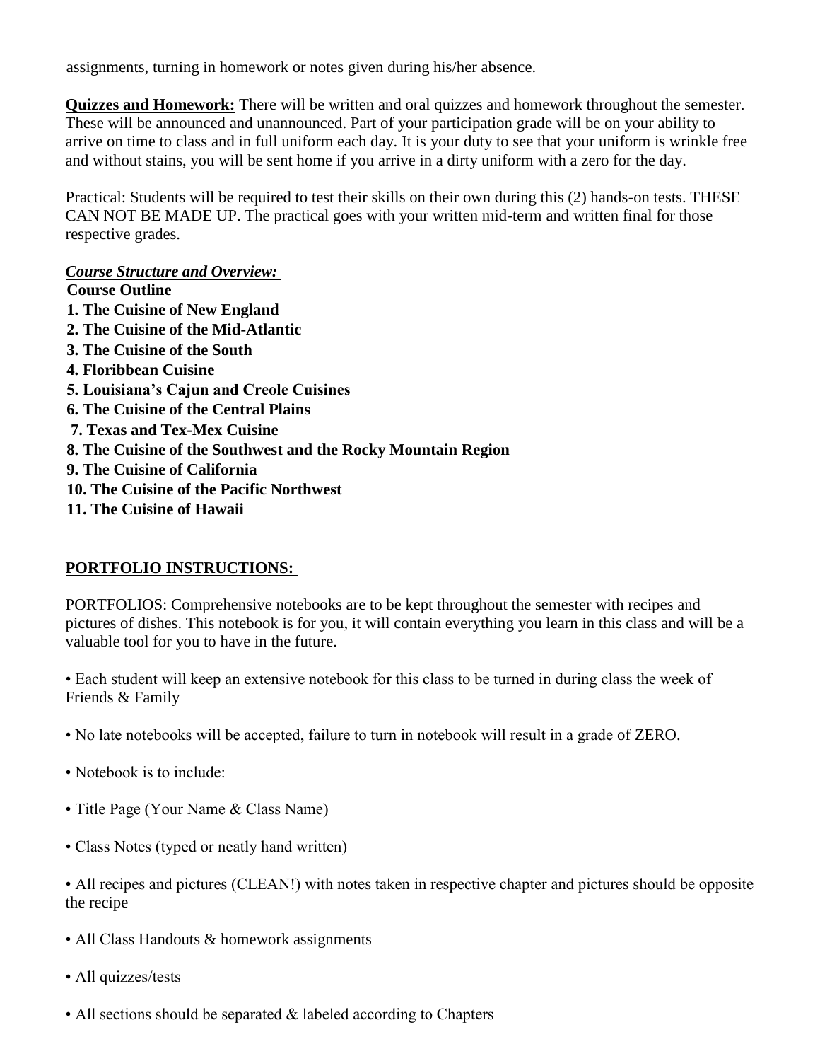assignments, turning in homework or notes given during his/her absence.

**Quizzes and Homework:** There will be written and oral quizzes and homework throughout the semester. These will be announced and unannounced. Part of your participation grade will be on your ability to arrive on time to class and in full uniform each day. It is your duty to see that your uniform is wrinkle free and without stains, you will be sent home if you arrive in a dirty uniform with a zero for the day.

Practical: Students will be required to test their skills on their own during this (2) hands-on tests. THESE CAN NOT BE MADE UP. The practical goes with your written mid-term and written final for those respective grades.

***Course Structure and Overview:***

**Course Outline**

**1. The Cuisine of New England**
**2. The Cuisine of the Mid-Atlantic**
**3. The Cuisine of the South**
**4. Floribbean Cuisine**
**5. Louisiana's Cajun and Creole Cuisines**
**6. The Cuisine of the Central Plains**
**7. Texas and Tex-Mex Cuisine**
**8. The Cuisine of the Southwest and the Rocky Mountain Region**
**9. The Cuisine of California**
**10. The Cuisine of the Pacific Northwest**
**11. The Cuisine of Hawaii**

**PORTFOLIO INSTRUCTIONS:**

PORTFOLIOS: Comprehensive notebooks are to be kept throughout the semester with recipes and pictures of dishes. This notebook is for you, it will contain everything you learn in this class and will be a valuable tool for you to have in the future.

- Each student will keep an extensive notebook for this class to be turned in during class the week of Friends & Family
- No late notebooks will be accepted, failure to turn in notebook will result in a grade of ZERO.
- Notebook is to include:
- Title Page (Your Name & Class Name)
- Class Notes (typed or neatly hand written)
- All recipes and pictures (CLEAN!) with notes taken in respective chapter and pictures should be opposite the recipe
- All Class Handouts & homework assignments
- All quizzes/tests
- All sections should be separated & labeled according to Chapters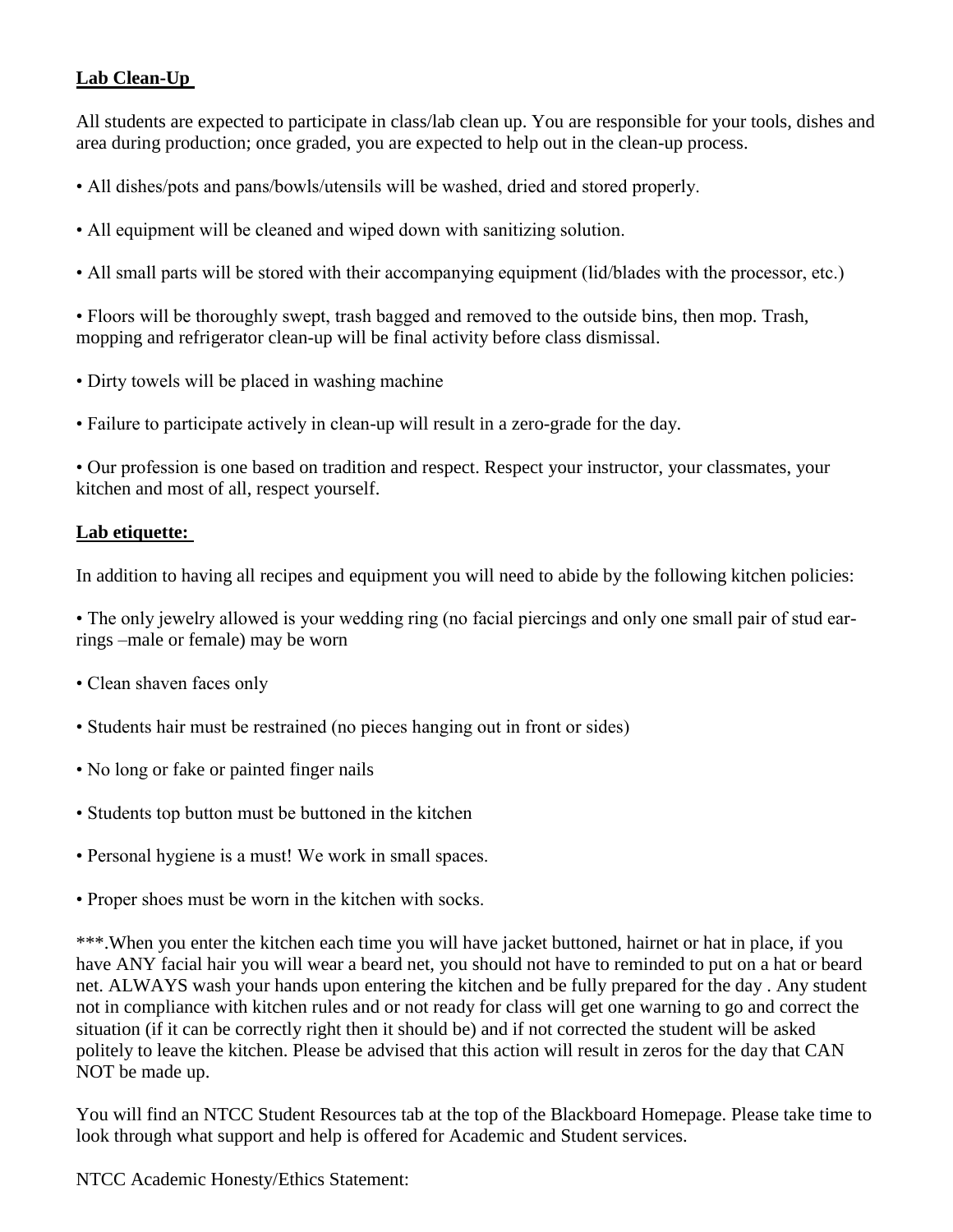**Lab Clean-Up**

All students are expected to participate in class/lab clean up. You are responsible for your tools, dishes and area during production; once graded, you are expected to help out in the clean-up process.

• All dishes/pots and pans/bowls/utensils will be washed, dried and stored properly.

• All equipment will be cleaned and wiped down with sanitizing solution.

• All small parts will be stored with their accompanying equipment (lid/blades with the processor, etc.)

• Floors will be thoroughly swept, trash bagged and removed to the outside bins, then mop. Trash, mopping and refrigerator clean-up will be final activity before class dismissal.

• Dirty towels will be placed in washing machine

• Failure to participate actively in clean-up will result in a zero-grade for the day.

• Our profession is one based on tradition and respect. Respect your instructor, your classmates, your kitchen and most of all, respect yourself.

**Lab etiquette:**

In addition to having all recipes and equipment you will need to abide by the following kitchen policies:

• The only jewelry allowed is your wedding ring (no facial piercings and only one small pair of stud ear-rings –male or female) may be worn

• Clean shaven faces only

• Students hair must be restrained (no pieces hanging out in front or sides)

• No long or fake or painted finger nails

• Students top button must be buttoned in the kitchen

• Personal hygiene is a must! We work in small spaces.

• Proper shoes must be worn in the kitchen with socks.

***.When you enter the kitchen each time you will have jacket buttoned, hairnet or hat in place, if you have ANY facial hair you will wear a beard net, you should not have to reminded to put on a hat or beard net. ALWAYS wash your hands upon entering the kitchen and be fully prepared for the day . Any student not in compliance with kitchen rules and or not ready for class will get one warning to go and correct the situation (if it can be correctly right then it should be) and if not corrected the student will be asked politely to leave the kitchen. Please be advised that this action will result in zeros for the day that CAN NOT be made up.

You will find an NTCC Student Resources tab at the top of the Blackboard Homepage. Please take time to look through what support and help is offered for Academic and Student services.

NTCC Academic Honesty/Ethics Statement: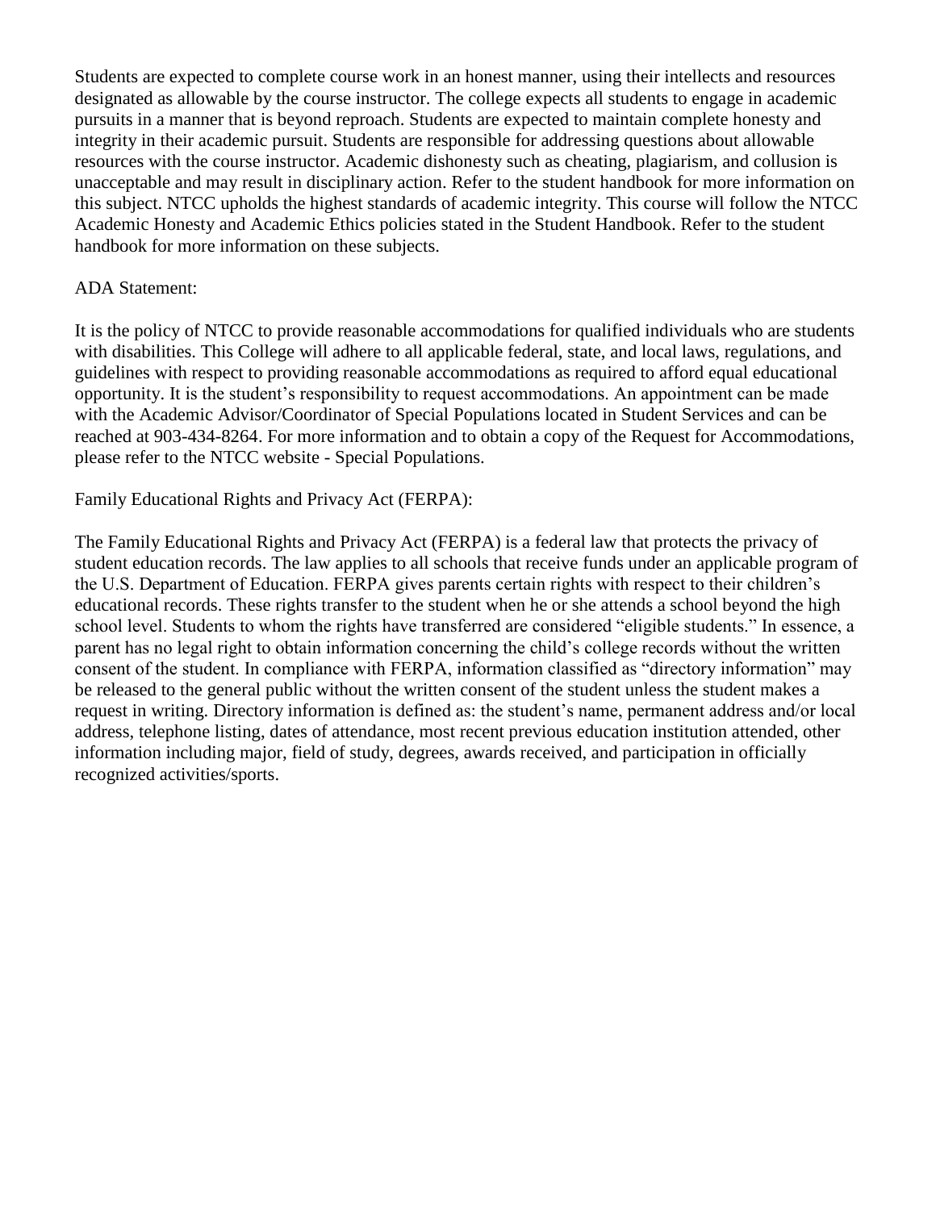Students are expected to complete course work in an honest manner, using their intellects and resources designated as allowable by the course instructor. The college expects all students to engage in academic pursuits in a manner that is beyond reproach. Students are expected to maintain complete honesty and integrity in their academic pursuit. Students are responsible for addressing questions about allowable resources with the course instructor. Academic dishonesty such as cheating, plagiarism, and collusion is unacceptable and may result in disciplinary action. Refer to the student handbook for more information on this subject. NTCC upholds the highest standards of academic integrity. This course will follow the NTCC Academic Honesty and Academic Ethics policies stated in the Student Handbook. Refer to the student handbook for more information on these subjects.

ADA Statement:

It is the policy of NTCC to provide reasonable accommodations for qualified individuals who are students with disabilities. This College will adhere to all applicable federal, state, and local laws, regulations, and guidelines with respect to providing reasonable accommodations as required to afford equal educational opportunity. It is the student's responsibility to request accommodations. An appointment can be made with the Academic Advisor/Coordinator of Special Populations located in Student Services and can be reached at 903-434-8264. For more information and to obtain a copy of the Request for Accommodations, please refer to the NTCC website - Special Populations.

Family Educational Rights and Privacy Act (FERPA):

The Family Educational Rights and Privacy Act (FERPA) is a federal law that protects the privacy of student education records. The law applies to all schools that receive funds under an applicable program of the U.S. Department of Education. FERPA gives parents certain rights with respect to their children's educational records. These rights transfer to the student when he or she attends a school beyond the high school level. Students to whom the rights have transferred are considered "eligible students." In essence, a parent has no legal right to obtain information concerning the child's college records without the written consent of the student. In compliance with FERPA, information classified as "directory information" may be released to the general public without the written consent of the student unless the student makes a request in writing. Directory information is defined as: the student's name, permanent address and/or local address, telephone listing, dates of attendance, most recent previous education institution attended, other information including major, field of study, degrees, awards received, and participation in officially recognized activities/sports.